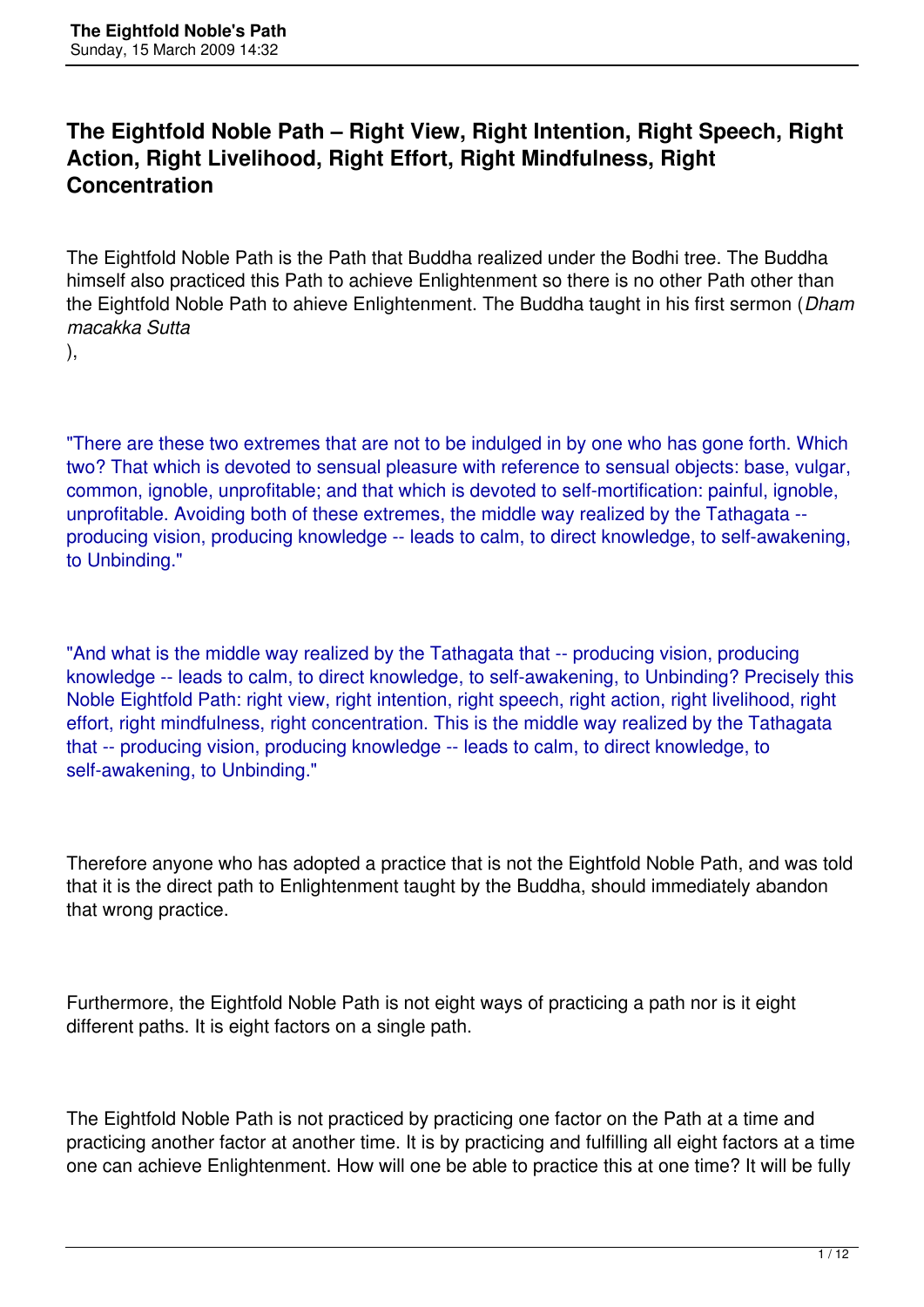# The Eightfold Noble Path – Right View, Right Intention, Right Speech, Right Action, Right Livelihood, Right Effort, Right Mindfulness, Right Concentration

The Eightfold Noble Path is the Path that Buddha realized under the Bodhi tree. The Buddha himself also practiced this Path to achieve Enlightenment so there is no other Path other than the Eightfold Noble Path to ahieve Enlightenment. The Buddha taught in his first sermon (*Dhammacakka Sutta*),

"There are these two extremes that are not to be indulged in by one who has gone forth. Which two? That which is devoted to sensual pleasure with reference to sensual objects: base, vulgar, common, ignoble, unprofitable; and that which is devoted to self-mortification: painful, ignoble, unprofitable. Avoiding both of these extremes, the middle way realized by the Tathagata -- producing vision, producing knowledge -- leads to calm, to direct knowledge, to self-awakening, to Unbinding."

"And what is the middle way realized by the Tathagata that -- producing vision, producing knowledge -- leads to calm, to direct knowledge, to self-awakening, to Unbinding? Precisely this Noble Eightfold Path: right view, right intention, right speech, right action, right livelihood, right effort, right mindfulness, right concentration. This is the middle way realized by the Tathagata that -- producing vision, producing knowledge -- leads to calm, to direct knowledge, to self-awakening, to Unbinding."

Therefore anyone who has adopted a practice that is not the Eightfold Noble Path, and was told that it is the direct path to Enlightenment taught by the Buddha, should immediately abandon that wrong practice.

Furthermore, the Eightfold Noble Path is not eight ways of practicing a path nor is it eight different paths. It is eight factors on a single path.

The Eightfold Noble Path is not practiced by practicing one factor on the Path at a time and practicing another factor at another time. It is by practicing and fulfilling all eight factors at a time one can achieve Enlightenment. How will one be able to practice this at one time? It will be fully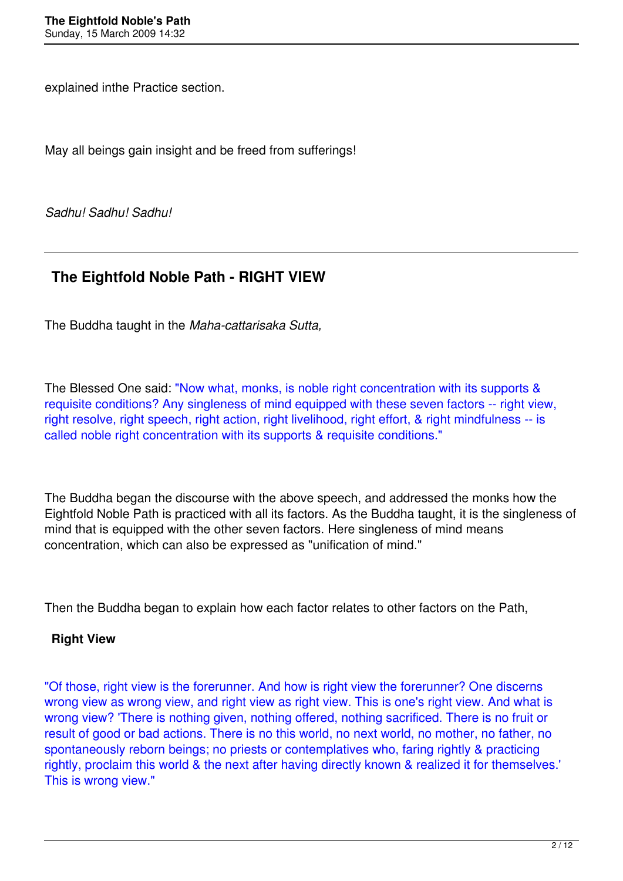explained inthe Practice section.

May all beings gain insight and be freed from sufferings!

*Sadhu! Sadhu! Sadhu!*

---

## The Eightfold Noble Path - RIGHT VIEW

The Buddha taught in the *Maha-cattarisaka Sutta,*

The Blessed One said: "Now what, monks, is noble right concentration with its supports & requisite conditions? Any singleness of mind equipped with these seven factors -- right view, right resolve, right speech, right action, right livelihood, right effort, & right mindfulness -- is called noble right concentration with its supports & requisite conditions."

The Buddha began the discourse with the above speech, and addressed the monks how the Eightfold Noble Path is practiced with all its factors. As the Buddha taught, it is the singleness of mind that is equipped with the other seven factors. Here singleness of mind means concentration, which can also be expressed as "unification of mind."

Then the Buddha began to explain how each factor relates to other factors on the Path,

### Right View

"Of those, right view is the forerunner. And how is right view the forerunner? One discerns wrong view as wrong view, and right view as right view. This is one's right view. And what is wrong view? 'There is nothing given, nothing offered, nothing sacrificed. There is no fruit or result of good or bad actions. There is no this world, no next world, no mother, no father, no spontaneously reborn beings; no priests or contemplatives who, faring rightly & practicing rightly, proclaim this world & the next after having directly known & realized it for themselves.' This is wrong view."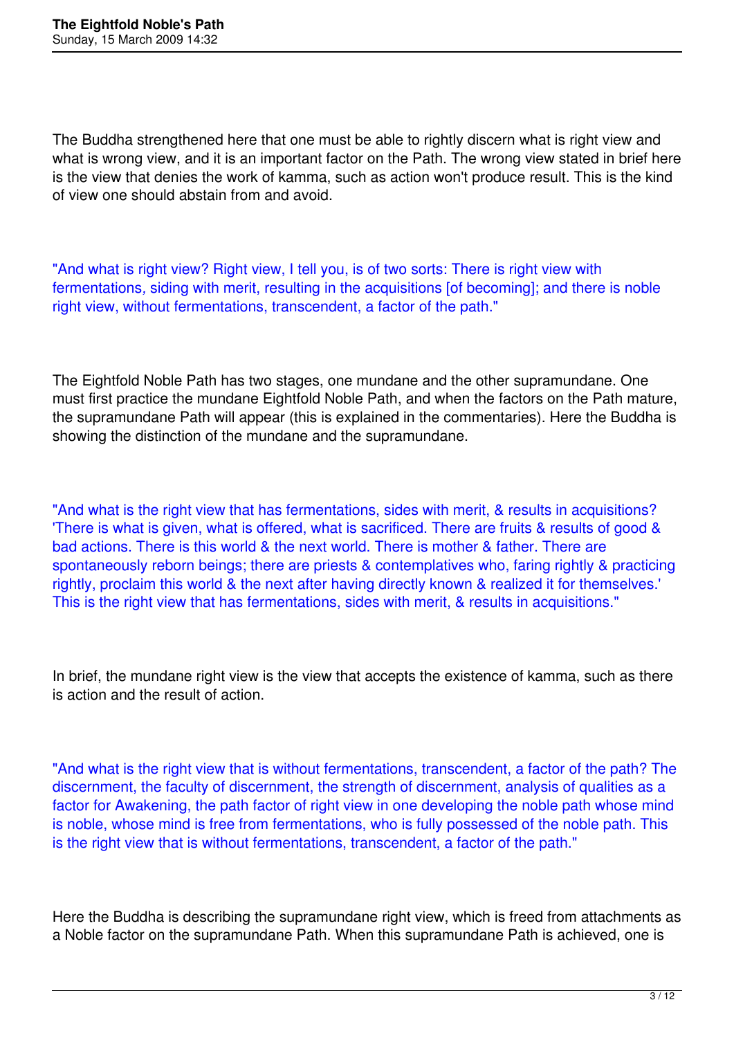The Buddha strengthened here that one must be able to rightly discern what is right view and what is wrong view, and it is an important factor on the Path. The wrong view stated in brief here is the view that denies the work of kamma, such as action won't produce result. This is the kind of view one should abstain from and avoid.

"And what is right view? Right view, I tell you, is of two sorts: There is right view with fermentations, siding with merit, resulting in the acquisitions [of becoming]; and there is noble right view, without fermentations, transcendent, a factor of the path."

The Eightfold Noble Path has two stages, one mundane and the other supramundane. One must first practice the mundane Eightfold Noble Path, and when the factors on the Path mature, the supramundane Path will appear (this is explained in the commentaries). Here the Buddha is showing the distinction of the mundane and the supramundane.

"And what is the right view that has fermentations, sides with merit, & results in acquisitions? 'There is what is given, what is offered, what is sacrificed. There are fruits & results of good & bad actions. There is this world & the next world. There is mother & father. There are spontaneously reborn beings; there are priests & contemplatives who, faring rightly & practicing rightly, proclaim this world & the next after having directly known & realized it for themselves.' This is the right view that has fermentations, sides with merit, & results in acquisitions."

In brief, the mundane right view is the view that accepts the existence of kamma, such as there is action and the result of action.

"And what is the right view that is without fermentations, transcendent, a factor of the path? The discernment, the faculty of discernment, the strength of discernment, analysis of qualities as a factor for Awakening, the path factor of right view in one developing the noble path whose mind is noble, whose mind is free from fermentations, who is fully possessed of the noble path. This is the right view that is without fermentations, transcendent, a factor of the path."

Here the Buddha is describing the supramundane right view, which is freed from attachments as a Noble factor on the supramundane Path. When this supramundane Path is achieved, one is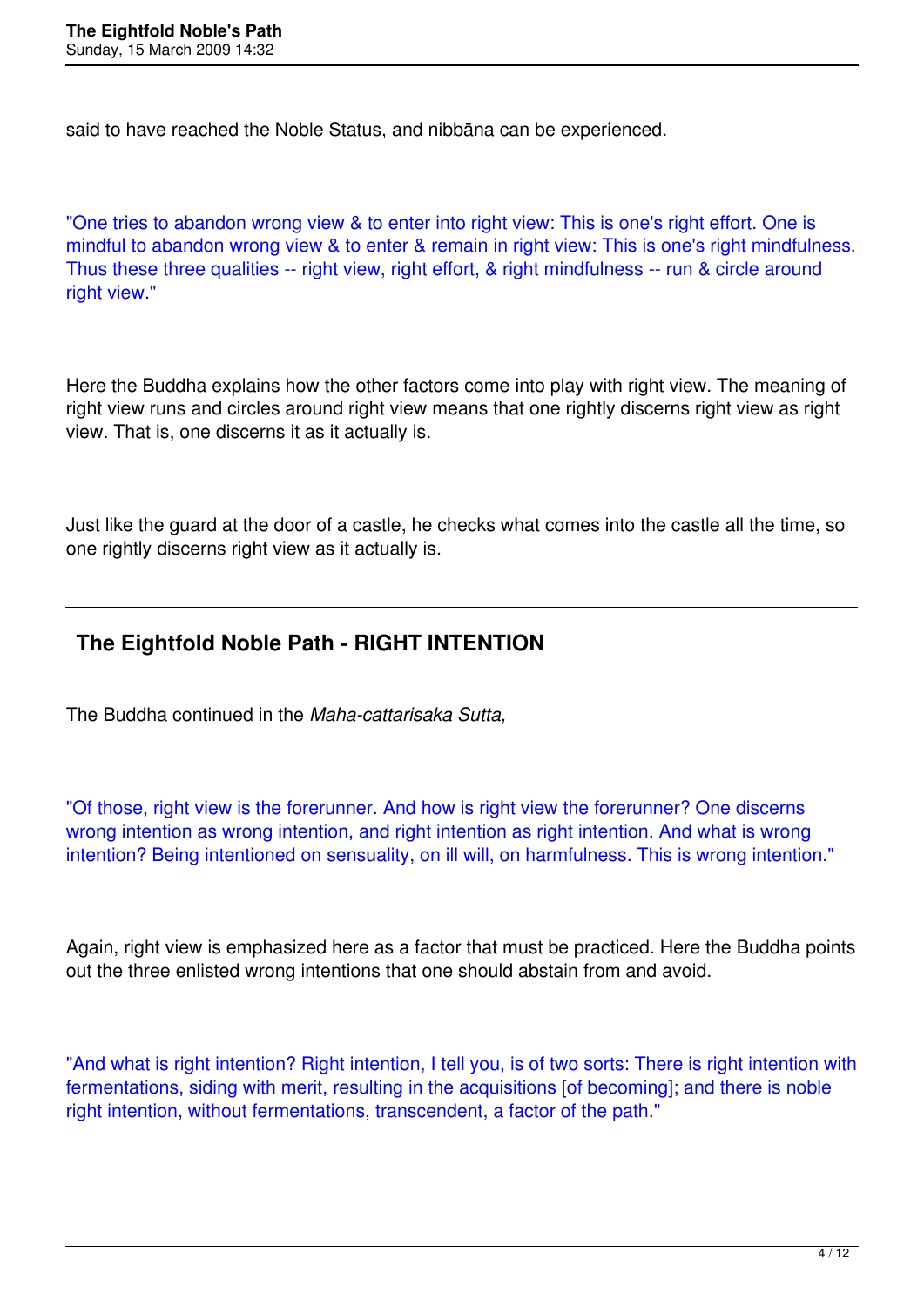said to have reached the Noble Status, and nibbāna can be experienced.

"One tries to abandon wrong view & to enter into right view: This is one's right effort. One is mindful to abandon wrong view & to enter & remain in right view: This is one's right mindfulness. Thus these three qualities -- right view, right effort, & right mindfulness -- run & circle around right view."

Here the Buddha explains how the other factors come into play with right view. The meaning of right view runs and circles around right view means that one rightly discerns right view as right view. That is, one discerns it as it actually is.

Just like the guard at the door of a castle, he checks what comes into the castle all the time, so one rightly discerns right view as it actually is.

---

## The Eightfold Noble Path - RIGHT INTENTION

The Buddha continued in the *Maha-cattarisaka Sutta,*

"Of those, right view is the forerunner. And how is right view the forerunner? One discerns wrong intention as wrong intention, and right intention as right intention. And what is wrong intention? Being intentioned on sensuality, on ill will, on harmfulness. This is wrong intention."

Again, right view is emphasized here as a factor that must be practiced. Here the Buddha points out the three enlisted wrong intentions that one should abstain from and avoid.

"And what is right intention? Right intention, I tell you, is of two sorts: There is right intention with fermentations, siding with merit, resulting in the acquisitions [of becoming]; and there is noble right intention, without fermentations, transcendent, a factor of the path."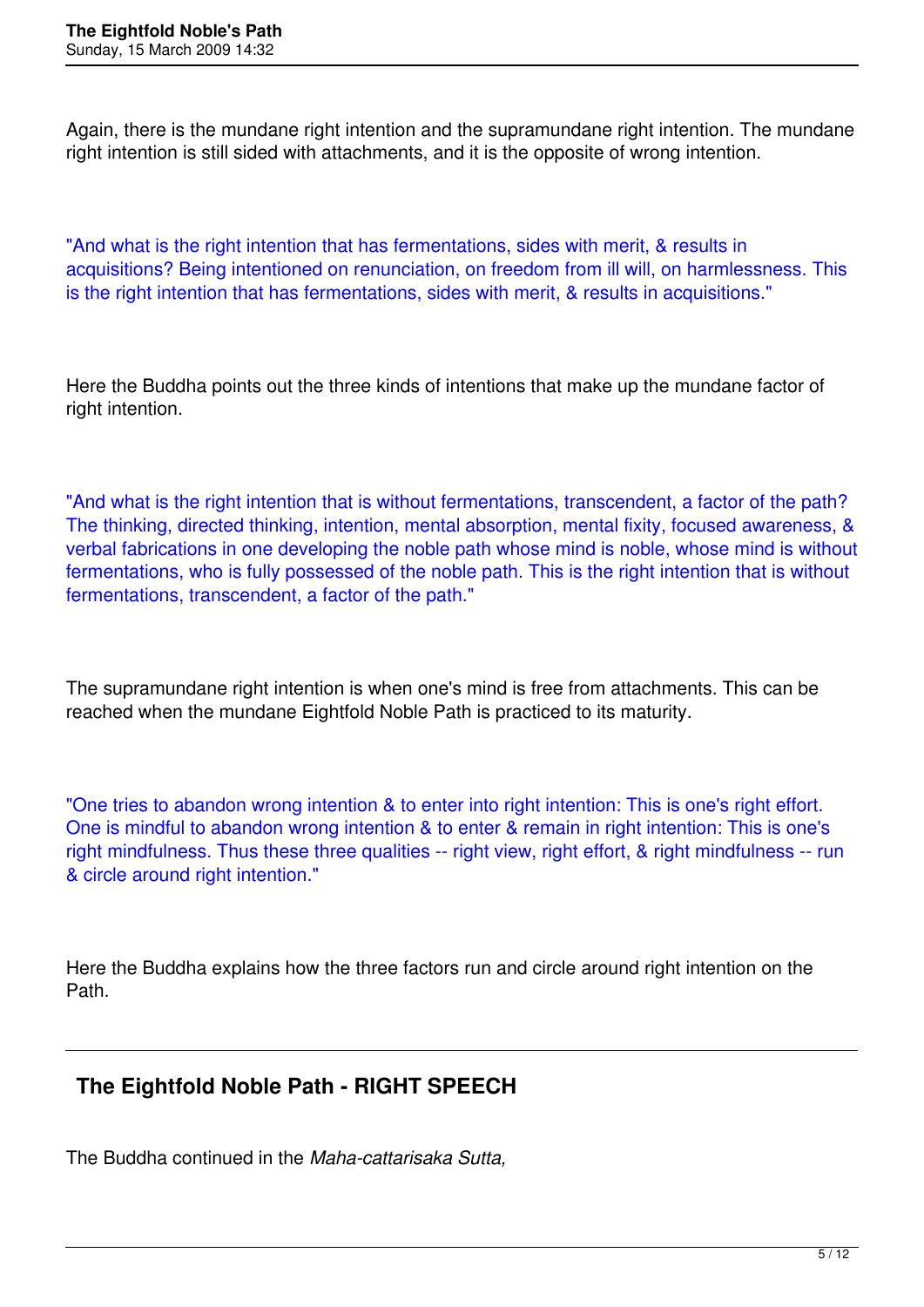Again, there is the mundane right intention and the supramundane right intention. The mundane right intention is still sided with attachments, and it is the opposite of wrong intention.

"And what is the right intention that has fermentations, sides with merit, & results in acquisitions? Being intentioned on renunciation, on freedom from ill will, on harmlessness. This is the right intention that has fermentations, sides with merit, & results in acquisitions."

Here the Buddha points out the three kinds of intentions that make up the mundane factor of right intention.

"And what is the right intention that is without fermentations, transcendent, a factor of the path? The thinking, directed thinking, intention, mental absorption, mental fixity, focused awareness, & verbal fabrications in one developing the noble path whose mind is noble, whose mind is without fermentations, who is fully possessed of the noble path. This is the right intention that is without fermentations, transcendent, a factor of the path."

The supramundane right intention is when one's mind is free from attachments. This can be reached when the mundane Eightfold Noble Path is practiced to its maturity.

"One tries to abandon wrong intention & to enter into right intention: This is one's right effort. One is mindful to abandon wrong intention & to enter & remain in right intention: This is one's right mindfulness. Thus these three qualities -- right view, right effort, & right mindfulness -- run & circle around right intention."

Here the Buddha explains how the three factors run and circle around right intention on the Path.

---

## The Eightfold Noble Path - RIGHT SPEECH

The Buddha continued in the *Maha-cattarisaka Sutta,*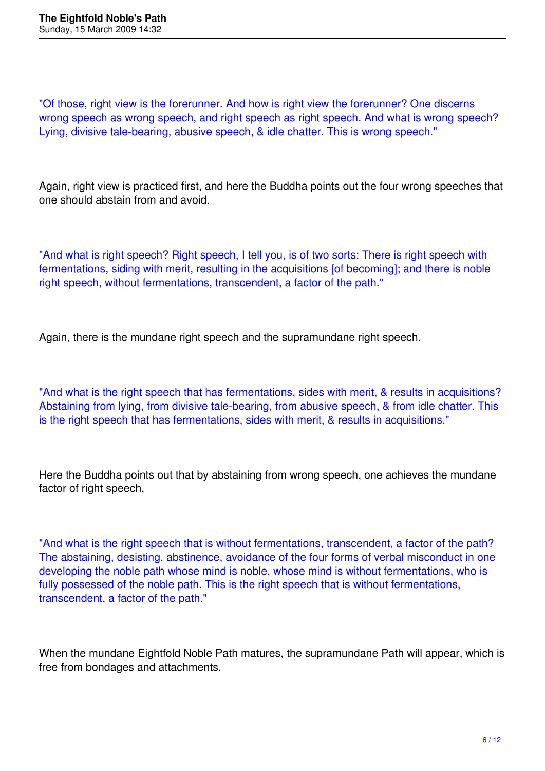"Of those, right view is the forerunner. And how is right view the forerunner? One discerns wrong speech as wrong speech, and right speech as right speech. And what is wrong speech? Lying, divisive tale-bearing, abusive speech, & idle chatter. This is wrong speech."

Again, right view is practiced first, and here the Buddha points out the four wrong speeches that one should abstain from and avoid.

"And what is right speech? Right speech, I tell you, is of two sorts: There is right speech with fermentations, siding with merit, resulting in the acquisitions [of becoming]; and there is noble right speech, without fermentations, transcendent, a factor of the path."

Again, there is the mundane right speech and the supramundane right speech.

"And what is the right speech that has fermentations, sides with merit, & results in acquisitions? Abstaining from lying, from divisive tale-bearing, from abusive speech, & from idle chatter. This is the right speech that has fermentations, sides with merit, & results in acquisitions."

Here the Buddha points out that by abstaining from wrong speech, one achieves the mundane factor of right speech.

"And what is the right speech that is without fermentations, transcendent, a factor of the path? The abstaining, desisting, abstinence, avoidance of the four forms of verbal misconduct in one developing the noble path whose mind is noble, whose mind is without fermentations, who is fully possessed of the noble path. This is the right speech that is without fermentations, transcendent, a factor of the path."

When the mundane Eightfold Noble Path matures, the supramundane Path will appear, which is free from bondages and attachments.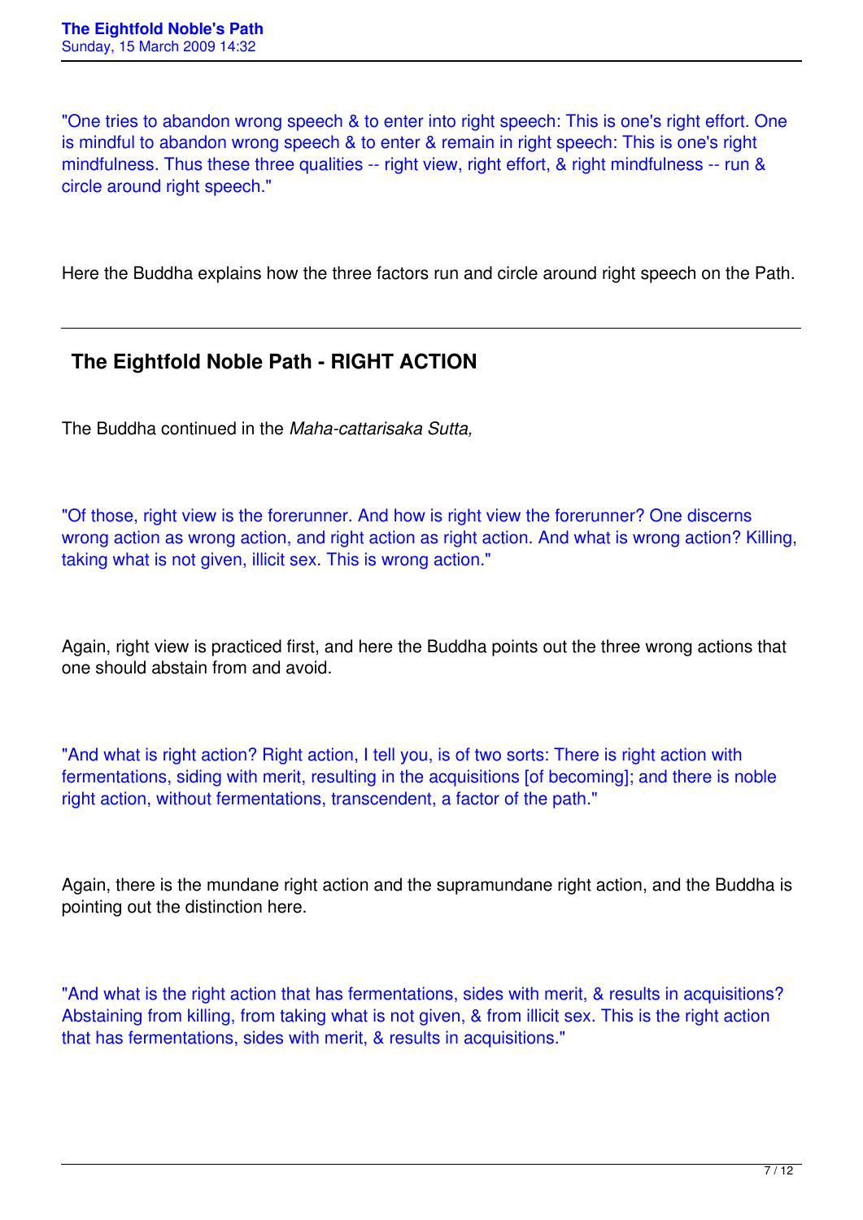"One tries to abandon wrong speech & to enter into right speech: This is one's right effort. One is mindful to abandon wrong speech & to enter & remain in right speech: This is one's right mindfulness. Thus these three qualities -- right view, right effort, & right mindfulness -- run & circle around right speech."

Here the Buddha explains how the three factors run and circle around right speech on the Path.

---

## The Eightfold Noble Path - RIGHT ACTION

The Buddha continued in the *Maha-cattarisaka Sutta,*

"Of those, right view is the forerunner. And how is right view the forerunner? One discerns wrong action as wrong action, and right action as right action. And what is wrong action? Killing, taking what is not given, illicit sex. This is wrong action."

Again, right view is practiced first, and here the Buddha points out the three wrong actions that one should abstain from and avoid.

"And what is right action? Right action, I tell you, is of two sorts: There is right action with fermentations, siding with merit, resulting in the acquisitions [of becoming]; and there is noble right action, without fermentations, transcendent, a factor of the path."

Again, there is the mundane right action and the supramundane right action, and the Buddha is pointing out the distinction here.

"And what is the right action that has fermentations, sides with merit, & results in acquisitions? Abstaining from killing, from taking what is not given, & from illicit sex. This is the right action that has fermentations, sides with merit, & results in acquisitions."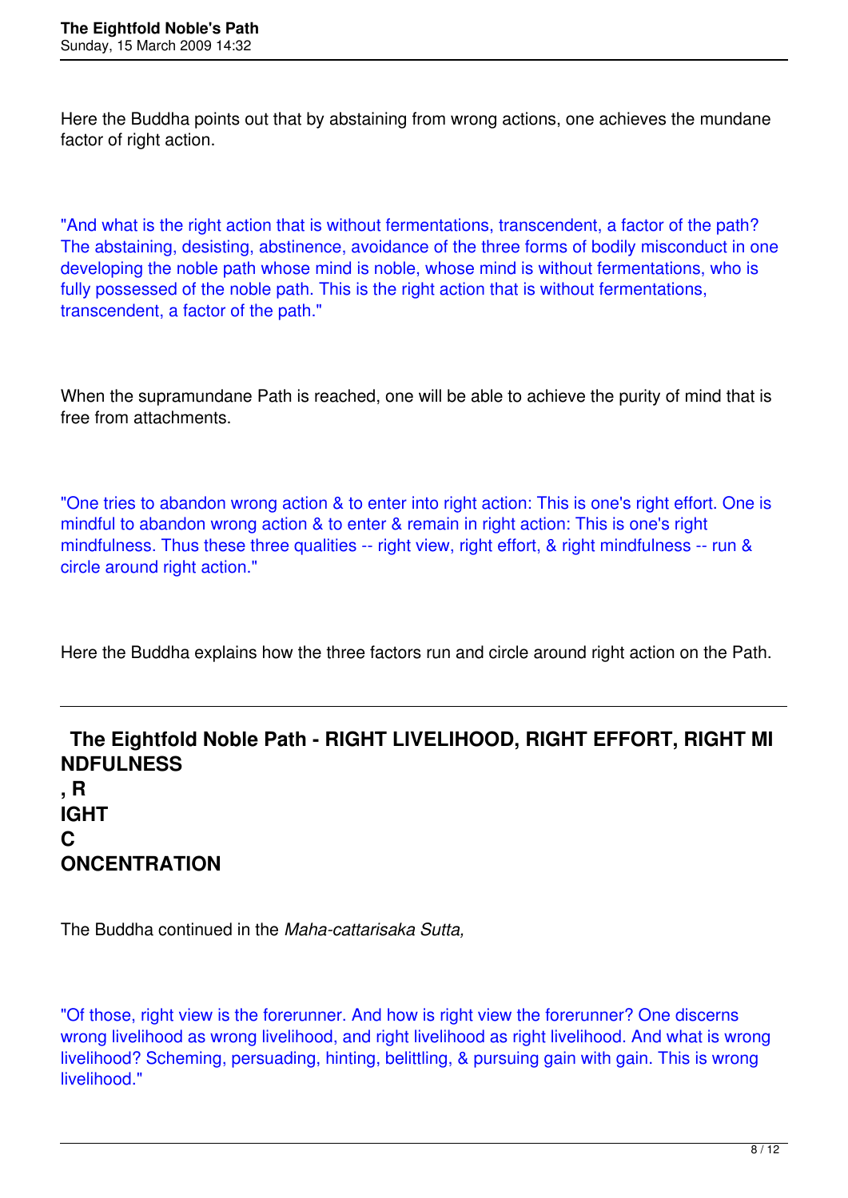Here the Buddha points out that by abstaining from wrong actions, one achieves the mundane factor of right action.

"And what is the right action that is without fermentations, transcendent, a factor of the path? The abstaining, desisting, abstinence, avoidance of the three forms of bodily misconduct in one developing the noble path whose mind is noble, whose mind is without fermentations, who is fully possessed of the noble path. This is the right action that is without fermentations, transcendent, a factor of the path."

When the supramundane Path is reached, one will be able to achieve the purity of mind that is free from attachments.

"One tries to abandon wrong action & to enter into right action: This is one's right effort. One is mindful to abandon wrong action & to enter & remain in right action: This is one's right mindfulness. Thus these three qualities -- right view, right effort, & right mindfulness -- run & circle around right action."

Here the Buddha explains how the three factors run and circle around right action on the Path.

---

## The Eightfold Noble Path - RIGHT LIVELIHOOD, RIGHT EFFORT, RIGHT MINDFULNESS, RIGHT CONCENTRATION

The Buddha continued in the *Maha-cattarisaka Sutta,*

"Of those, right view is the forerunner. And how is right view the forerunner? One discerns wrong livelihood as wrong livelihood, and right livelihood as right livelihood. And what is wrong livelihood? Scheming, persuading, hinting, belittling, & pursuing gain with gain. This is wrong livelihood."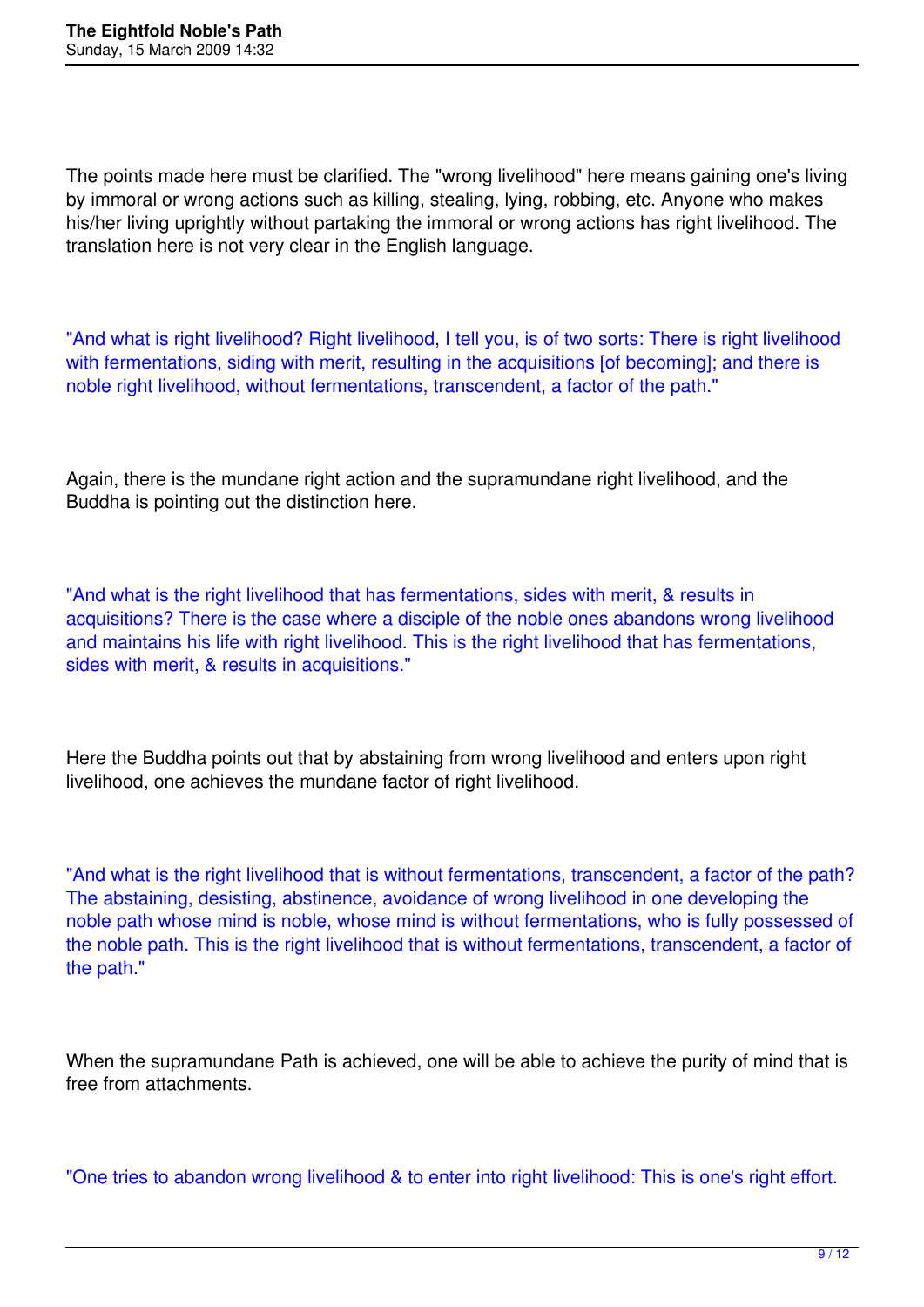The points made here must be clarified. The "wrong livelihood" here means gaining one's living by immoral or wrong actions such as killing, stealing, lying, robbing, etc. Anyone who makes his/her living uprightly without partaking the immoral or wrong actions has right livelihood. The translation here is not very clear in the English language.

"And what is right livelihood? Right livelihood, I tell you, is of two sorts: There is right livelihood with fermentations, siding with merit, resulting in the acquisitions [of becoming]; and there is noble right livelihood, without fermentations, transcendent, a factor of the path."

Again, there is the mundane right action and the supramundane right livelihood, and the Buddha is pointing out the distinction here.

"And what is the right livelihood that has fermentations, sides with merit, & results in acquisitions? There is the case where a disciple of the noble ones abandons wrong livelihood and maintains his life with right livelihood. This is the right livelihood that has fermentations, sides with merit, & results in acquisitions."

Here the Buddha points out that by abstaining from wrong livelihood and enters upon right livelihood, one achieves the mundane factor of right livelihood.

"And what is the right livelihood that is without fermentations, transcendent, a factor of the path? The abstaining, desisting, abstinence, avoidance of wrong livelihood in one developing the noble path whose mind is noble, whose mind is without fermentations, who is fully possessed of the noble path. This is the right livelihood that is without fermentations, transcendent, a factor of the path."

When the supramundane Path is achieved, one will be able to achieve the purity of mind that is free from attachments.

"One tries to abandon wrong livelihood & to enter into right livelihood: This is one's right effort.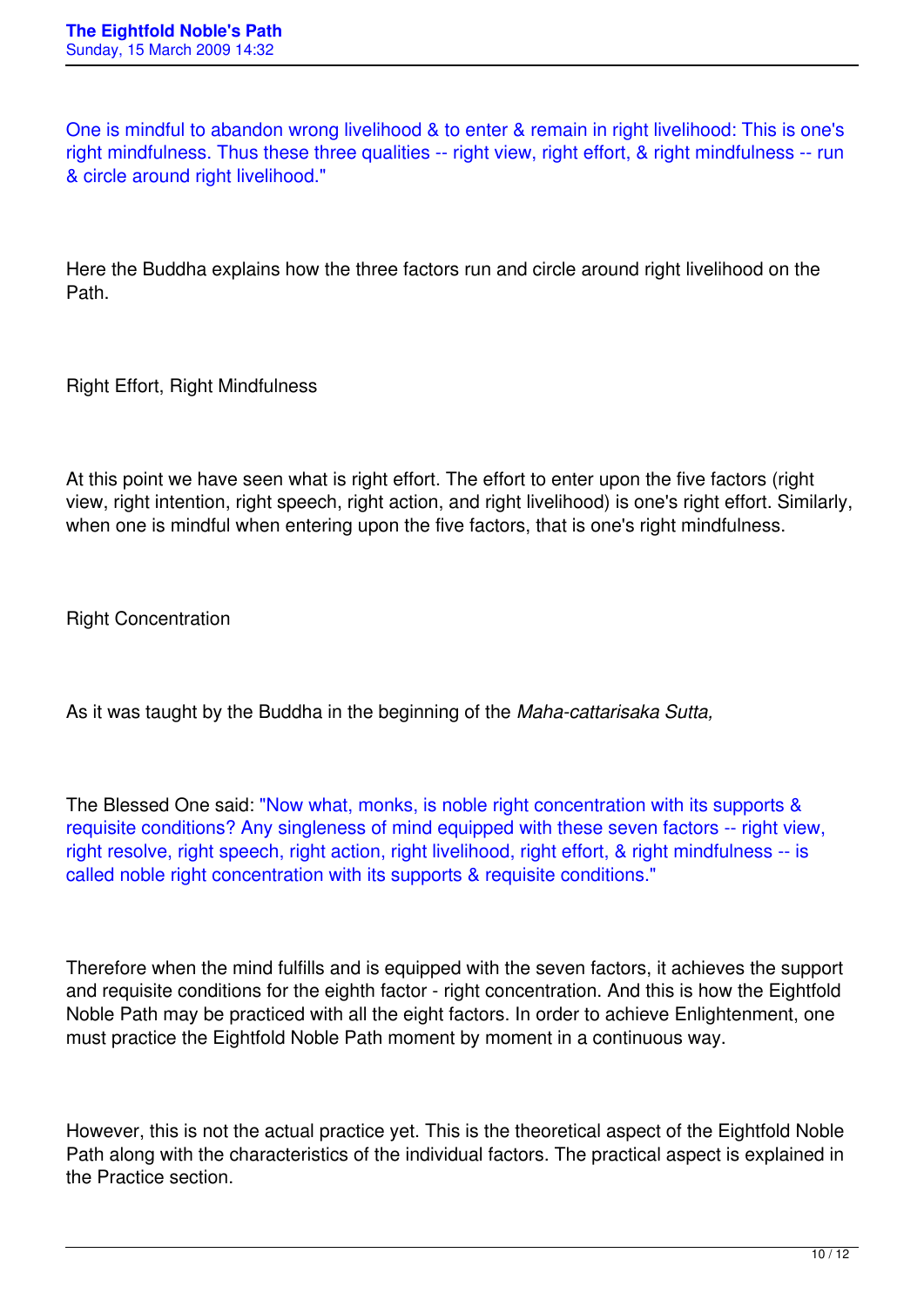One is mindful to abandon wrong livelihood & to enter & remain in right livelihood: This is one's right mindfulness. Thus these three qualities -- right view, right effort, & right mindfulness -- run & circle around right livelihood."

Here the Buddha explains how the three factors run and circle around right livelihood on the Path.

## Right Effort, Right Mindfulness

At this point we have seen what is right effort. The effort to enter upon the five factors (right view, right intention, right speech, right action, and right livelihood) is one's right effort. Similarly, when one is mindful when entering upon the five factors, that is one's right mindfulness.

## Right Concentration

As it was taught by the Buddha in the beginning of the *Maha-cattarisaka Sutta,*

The Blessed One said: "Now what, monks, is noble right concentration with its supports & requisite conditions? Any singleness of mind equipped with these seven factors -- right view, right resolve, right speech, right action, right livelihood, right effort, & right mindfulness -- is called noble right concentration with its supports & requisite conditions."

Therefore when the mind fulfills and is equipped with the seven factors, it achieves the support and requisite conditions for the eighth factor - right concentration. And this is how the Eightfold Noble Path may be practiced with all the eight factors. In order to achieve Enlightenment, one must practice the Eightfold Noble Path moment by moment in a continuous way.

However, this is not the actual practice yet. This is the theoretical aspect of the Eightfold Noble Path along with the characteristics of the individual factors. The practical aspect is explained in the Practice section.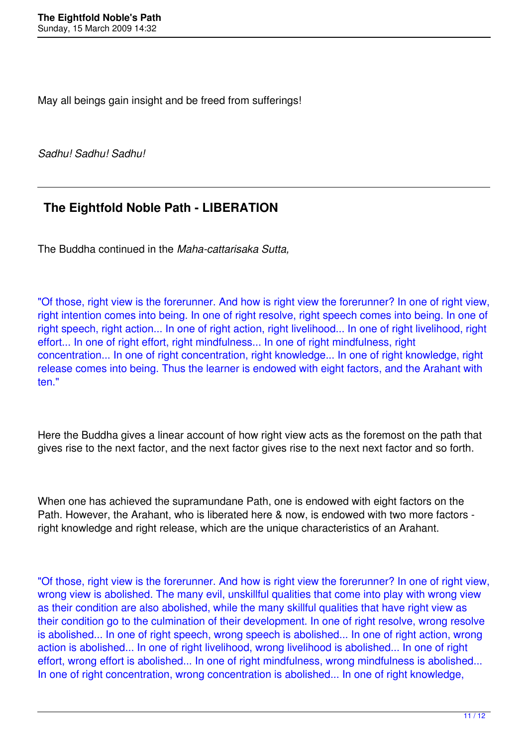May all beings gain insight and be freed from sufferings!

*Sadhu! Sadhu! Sadhu!*

---

## The Eightfold Noble Path - LIBERATION

The Buddha continued in the *Maha-cattarisaka Sutta,*

"Of those, right view is the forerunner. And how is right view the forerunner? In one of right view, right intention comes into being. In one of right resolve, right speech comes into being. In one of right speech, right action... In one of right action, right livelihood... In one of right livelihood, right effort... In one of right effort, right mindfulness... In one of right mindfulness, right concentration... In one of right concentration, right knowledge... In one of right knowledge, right release comes into being. Thus the learner is endowed with eight factors, and the Arahant with ten."

Here the Buddha gives a linear account of how right view acts as the foremost on the path that gives rise to the next factor, and the next factor gives rise to the next next factor and so forth.

When one has achieved the supramundane Path, one is endowed with eight factors on the Path. However, the Arahant, who is liberated here & now, is endowed with two more factors - right knowledge and right release, which are the unique characteristics of an Arahant.

"Of those, right view is the forerunner. And how is right view the forerunner? In one of right view, wrong view is abolished. The many evil, unskillful qualities that come into play with wrong view as their condition are also abolished, while the many skillful qualities that have right view as their condition go to the culmination of their development. In one of right resolve, wrong resolve is abolished... In one of right speech, wrong speech is abolished... In one of right action, wrong action is abolished... In one of right livelihood, wrong livelihood is abolished... In one of right effort, wrong effort is abolished... In one of right mindfulness, wrong mindfulness is abolished... In one of right concentration, wrong concentration is abolished... In one of right knowledge,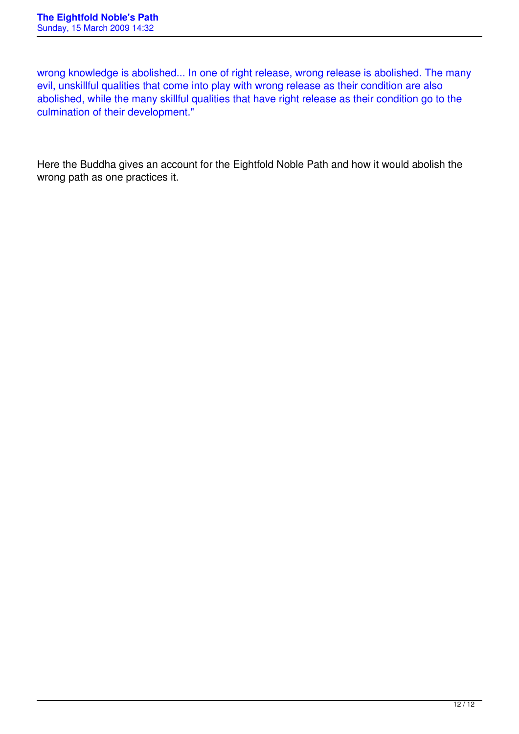wrong knowledge is abolished... In one of right release, wrong release is abolished. The many evil, unskillful qualities that come into play with wrong release as their condition are also abolished, while the many skillful qualities that have right release as their condition go to the culmination of their development."

Here the Buddha gives an account for the Eightfold Noble Path and how it would abolish the wrong path as one practices it.